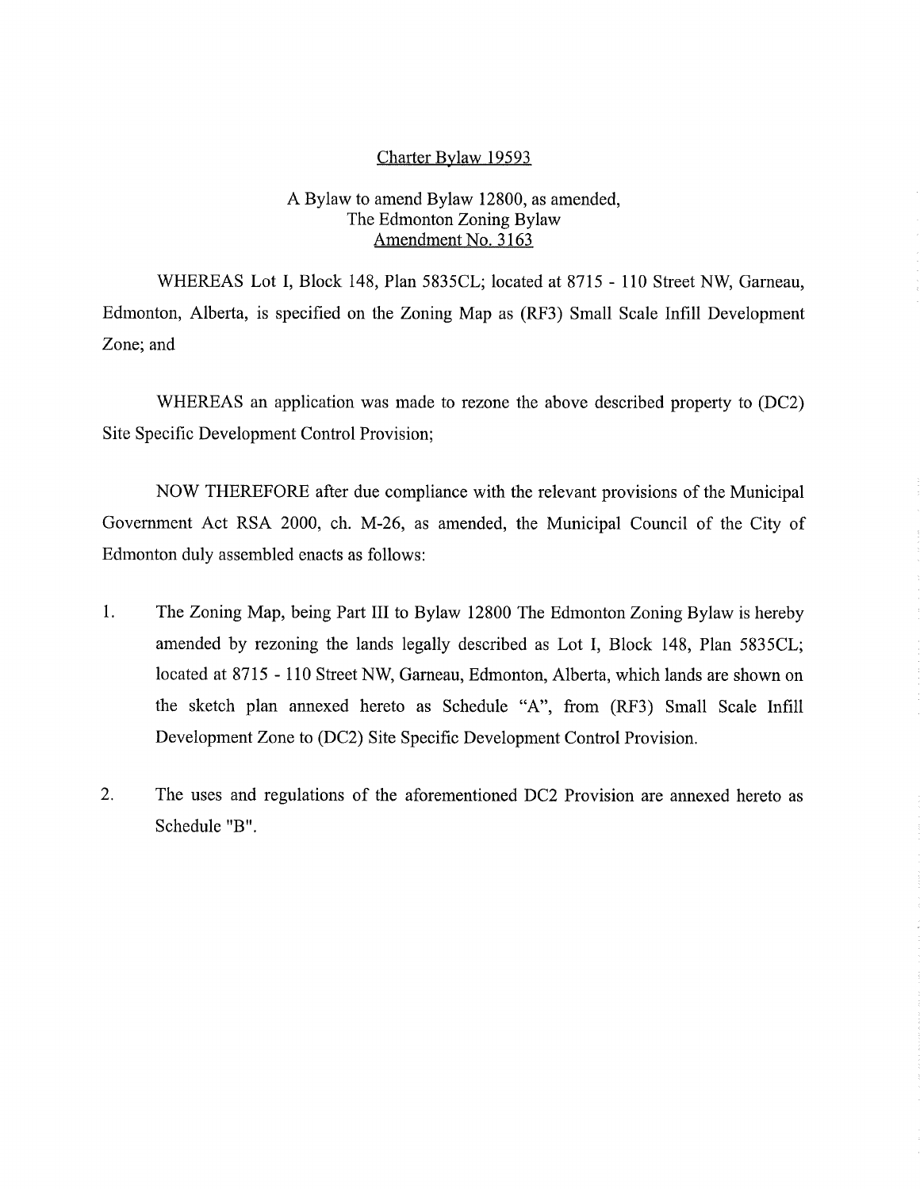# Charter Bylaw 19593

## A Bylaw to amend Bylaw 12800, as amended, The Edmonton Zoning Bylaw Amendment No. 3163

WHEREAS Lot I, Block 148, Plan 5835CL; located at 8715 - 110 Street NW, Garneau, Edmonton, Alberta, is specified on the Zoning Map as (RF3) Small Scale Infill Development Zone; and

WHEREAS an application was made to rezone the above described property to (DC2) Site Specific Development Control Provision;

NOW THEREFORE after due compliance with the relevant provisions of the Municipal Government Act RSA 2000, ch. M-26, as amended, the Municipal Council of the City of Edmonton duly assembled enacts as follows:

1. The Zoning Map, being Part III to Bylaw 12800 The Edmonton Zoning Bylaw is hereby amended by rezoning the lands legally described as Lot I, Block 148, Plan 5835CL; located at 8715 - 110 Street NW, Garneau, Edmonton, Alberta, which lands are shown on the sketch plan annexed hereto as Schedule "A", from (RF3) Small Scale Infill Development Zone to (DC2) Site Specific Development Control Provision.

2. The uses and regulations of the aforementioned DC2 Provision are annexed hereto as Schedule "B".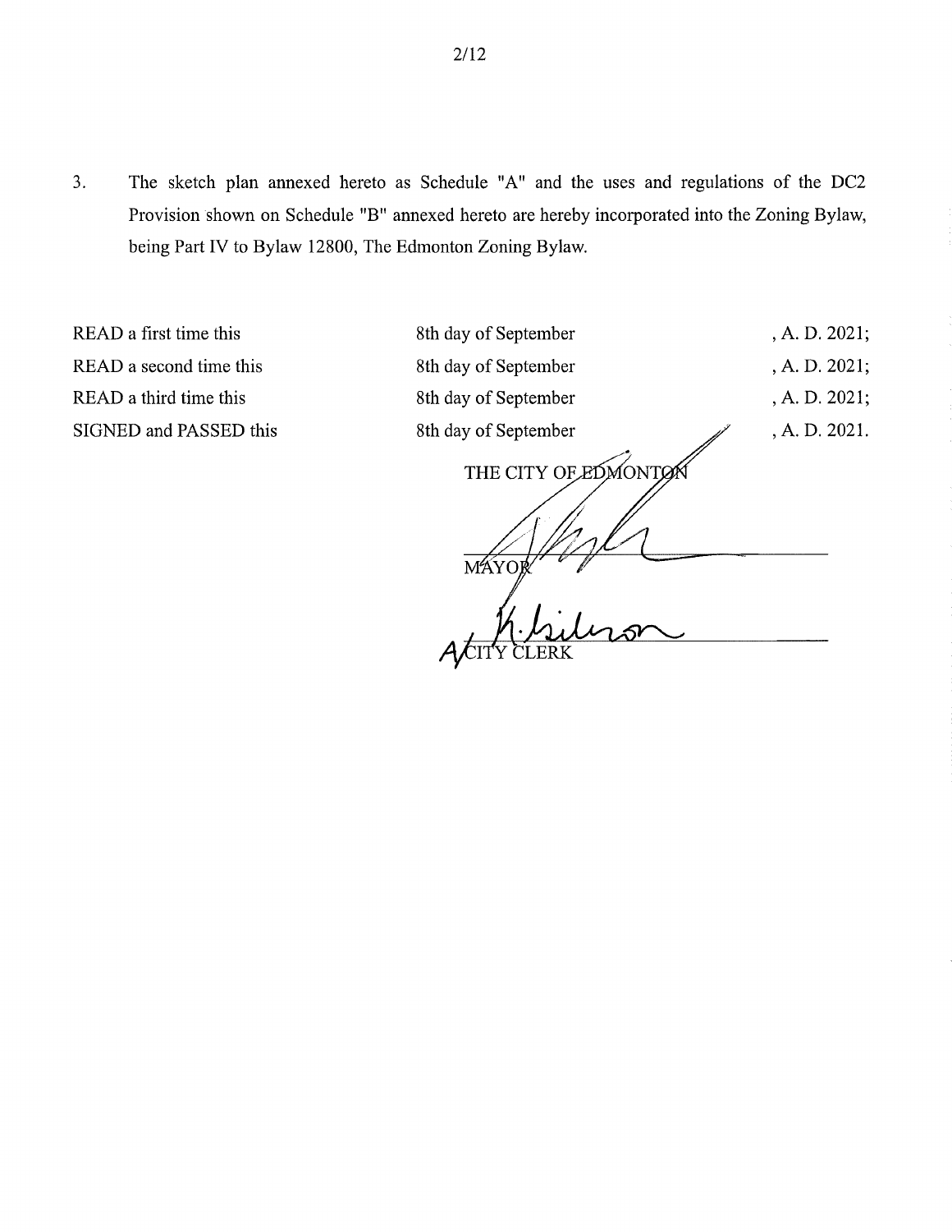3. The sketch plan annexed hereto as Schedule "A" and the uses and regulations of the DC2 Provision shown on Schedule "B" annexed hereto are hereby incorporated into the Zoning Bylaw, being Part IV to Bylaw 12800, The Edmonton Zoning Bylaw.

| | | |
|---|---|---|
| READ a first time this | 8th day of September | , A. D. 2021; |
| READ a second time this | 8th day of September | , A. D. 2021; |
| READ a third time this | 8th day of September | , A. D. 2021; |
| SIGNED and PASSED this | 8th day of September | , A. D. 2021. |

THE CITY OF EDMONTON

MAYOR

A/CITY CLERK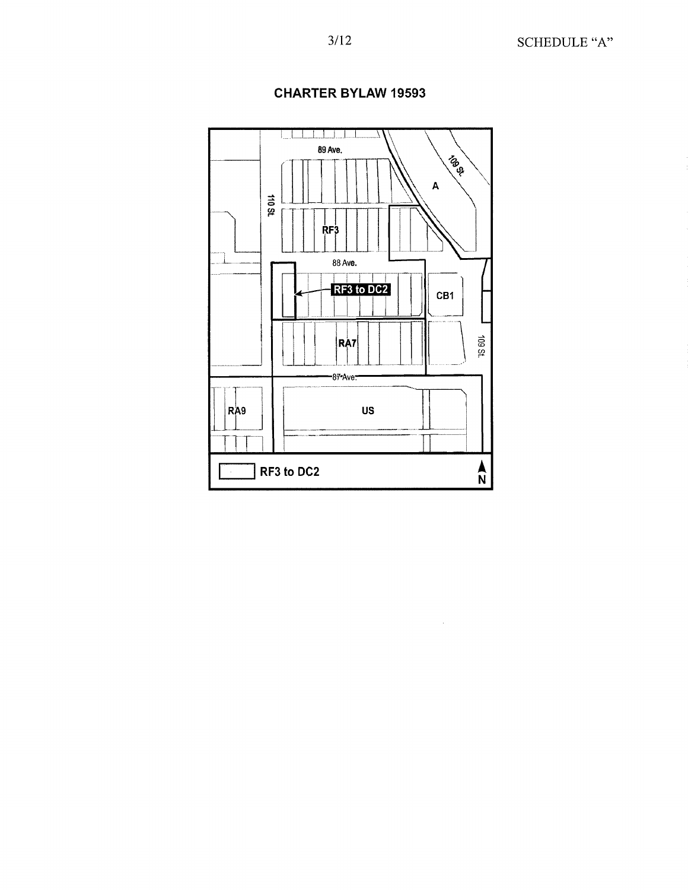SCHEDULE "A"

## CHARTER BYLAW 19593

89 Ave.

109 St.

A

110 St.

RF3

88 Ave.

RF3 to DC2

CB1

RA7

109 St.

87 Ave.

RA9

US

RF3 to DC2

N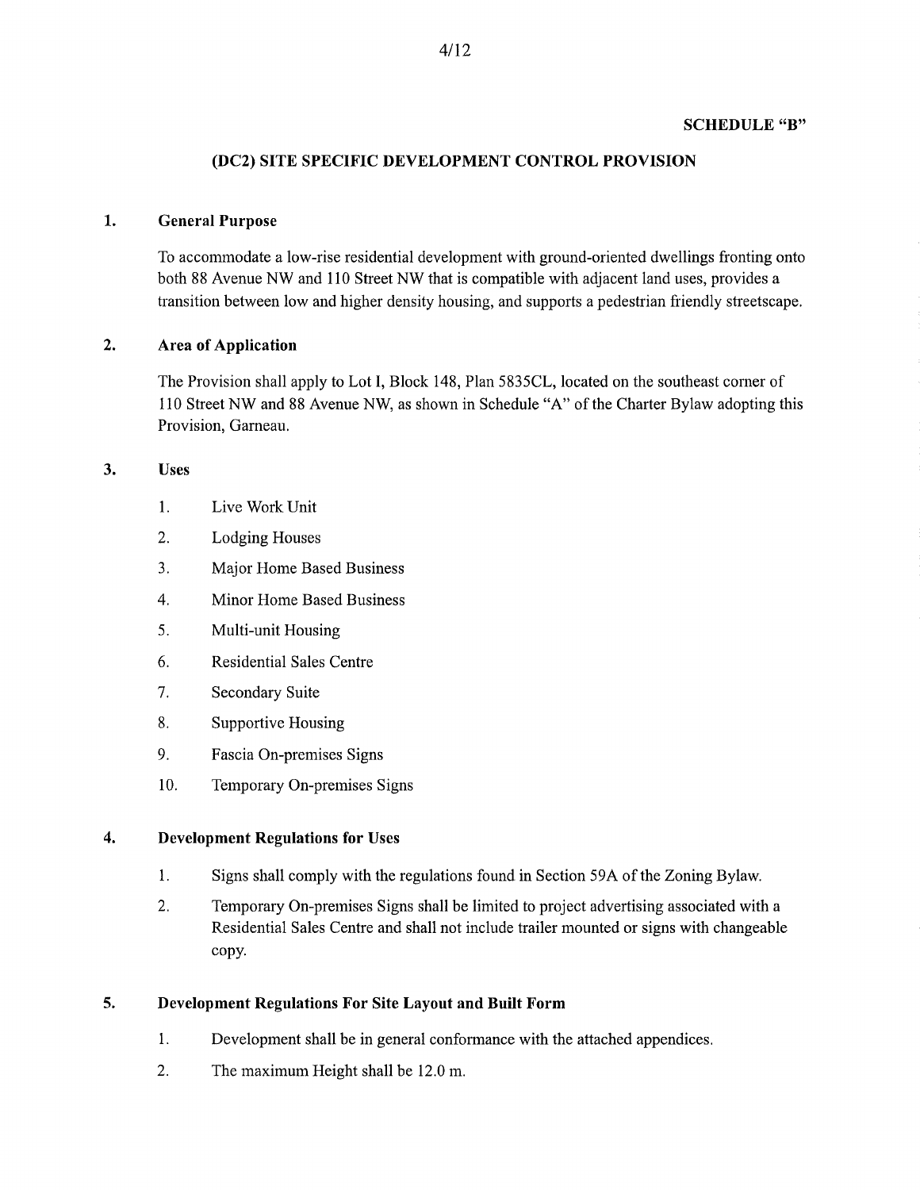**SCHEDULE "B"**

## (DC2) SITE SPECIFIC DEVELOPMENT CONTROL PROVISION

### 1. General Purpose

To accommodate a low-rise residential development with ground-oriented dwellings fronting onto both 88 Avenue NW and 110 Street NW that is compatible with adjacent land uses, provides a transition between low and higher density housing, and supports a pedestrian friendly streetscape.

### 2. Area of Application

The Provision shall apply to Lot I, Block 148, Plan 5835CL, located on the southeast corner of 110 Street NW and 88 Avenue NW, as shown in Schedule "A" of the Charter Bylaw adopting this Provision, Garneau.

### 3. Uses

1. Live Work Unit
2. Lodging Houses
3. Major Home Based Business
4. Minor Home Based Business
5. Multi-unit Housing
6. Residential Sales Centre
7. Secondary Suite
8. Supportive Housing
9. Fascia On-premises Signs
10. Temporary On-premises Signs

### 4. Development Regulations for Uses

1. Signs shall comply with the regulations found in Section 59A of the Zoning Bylaw.
2. Temporary On-premises Signs shall be limited to project advertising associated with a Residential Sales Centre and shall not include trailer mounted or signs with changeable copy.

### 5. Development Regulations For Site Layout and Built Form

1. Development shall be in general conformance with the attached appendices.
2. The maximum Height shall be 12.0 m.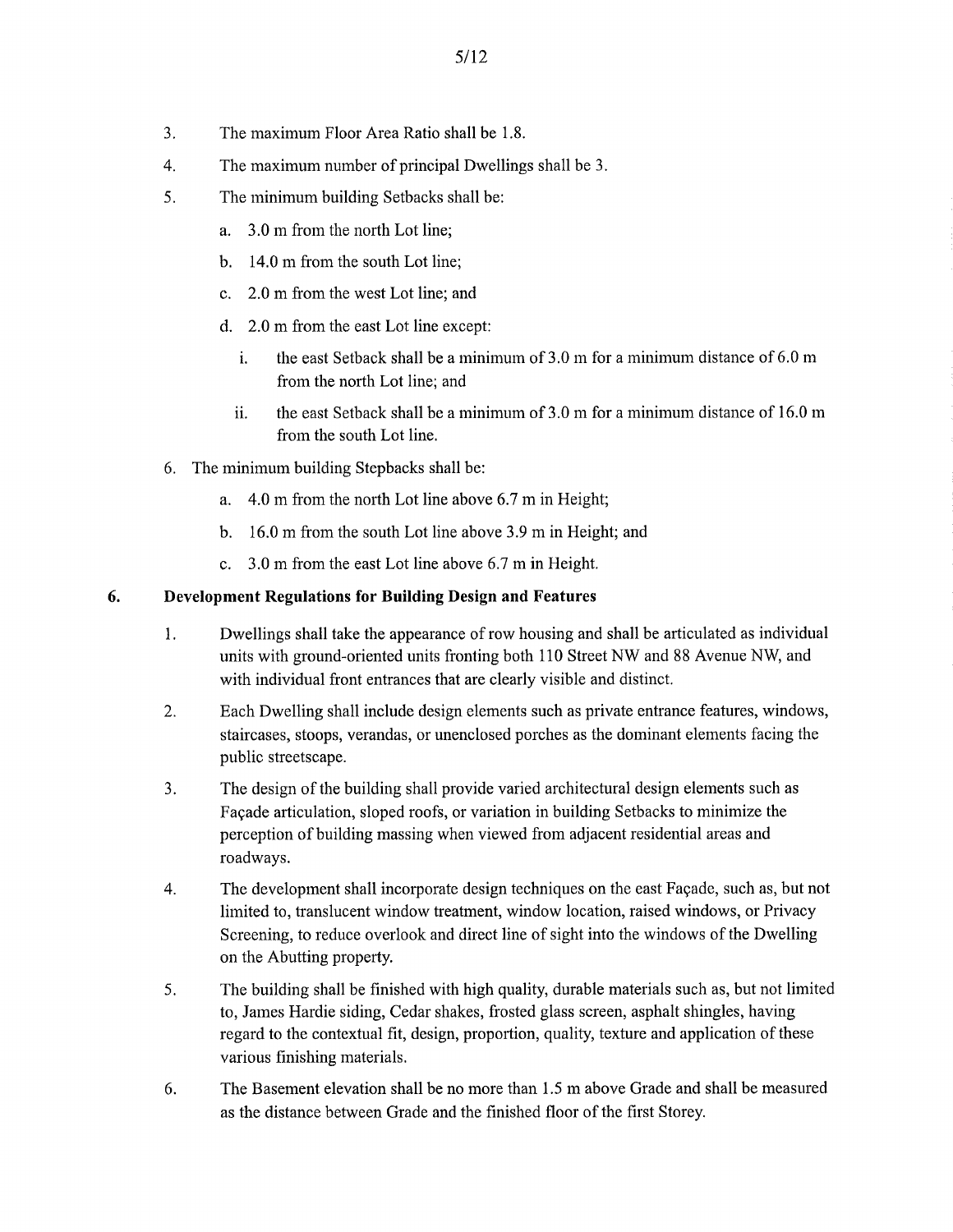3. The maximum Floor Area Ratio shall be 1.8.

4. The maximum number of principal Dwellings shall be 3.

5. The minimum building Setbacks shall be:

   a. 3.0 m from the north Lot line;

   b. 14.0 m from the south Lot line;

   c. 2.0 m from the west Lot line; and

   d. 2.0 m from the east Lot line except:

      i. the east Setback shall be a minimum of 3.0 m for a minimum distance of 6.0 m from the north Lot line; and

      ii. the east Setback shall be a minimum of 3.0 m for a minimum distance of 16.0 m from the south Lot line.

6. The minimum building Stepbacks shall be:

   a. 4.0 m from the north Lot line above 6.7 m in Height;

   b. 16.0 m from the south Lot line above 3.9 m in Height; and

   c. 3.0 m from the east Lot line above 6.7 m in Height.

## 6. Development Regulations for Building Design and Features

1. Dwellings shall take the appearance of row housing and shall be articulated as individual units with ground-oriented units fronting both 110 Street NW and 88 Avenue NW, and with individual front entrances that are clearly visible and distinct.

2. Each Dwelling shall include design elements such as private entrance features, windows, staircases, stoops, verandas, or unenclosed porches as the dominant elements facing the public streetscape.

3. The design of the building shall provide varied architectural design elements such as Façade articulation, sloped roofs, or variation in building Setbacks to minimize the perception of building massing when viewed from adjacent residential areas and roadways.

4. The development shall incorporate design techniques on the east Façade, such as, but not limited to, translucent window treatment, window location, raised windows, or Privacy Screening, to reduce overlook and direct line of sight into the windows of the Dwelling on the Abutting property.

5. The building shall be finished with high quality, durable materials such as, but not limited to, James Hardie siding, Cedar shakes, frosted glass screen, asphalt shingles, having regard to the contextual fit, design, proportion, quality, texture and application of these various finishing materials.

6. The Basement elevation shall be no more than 1.5 m above Grade and shall be measured as the distance between Grade and the finished floor of the first Storey.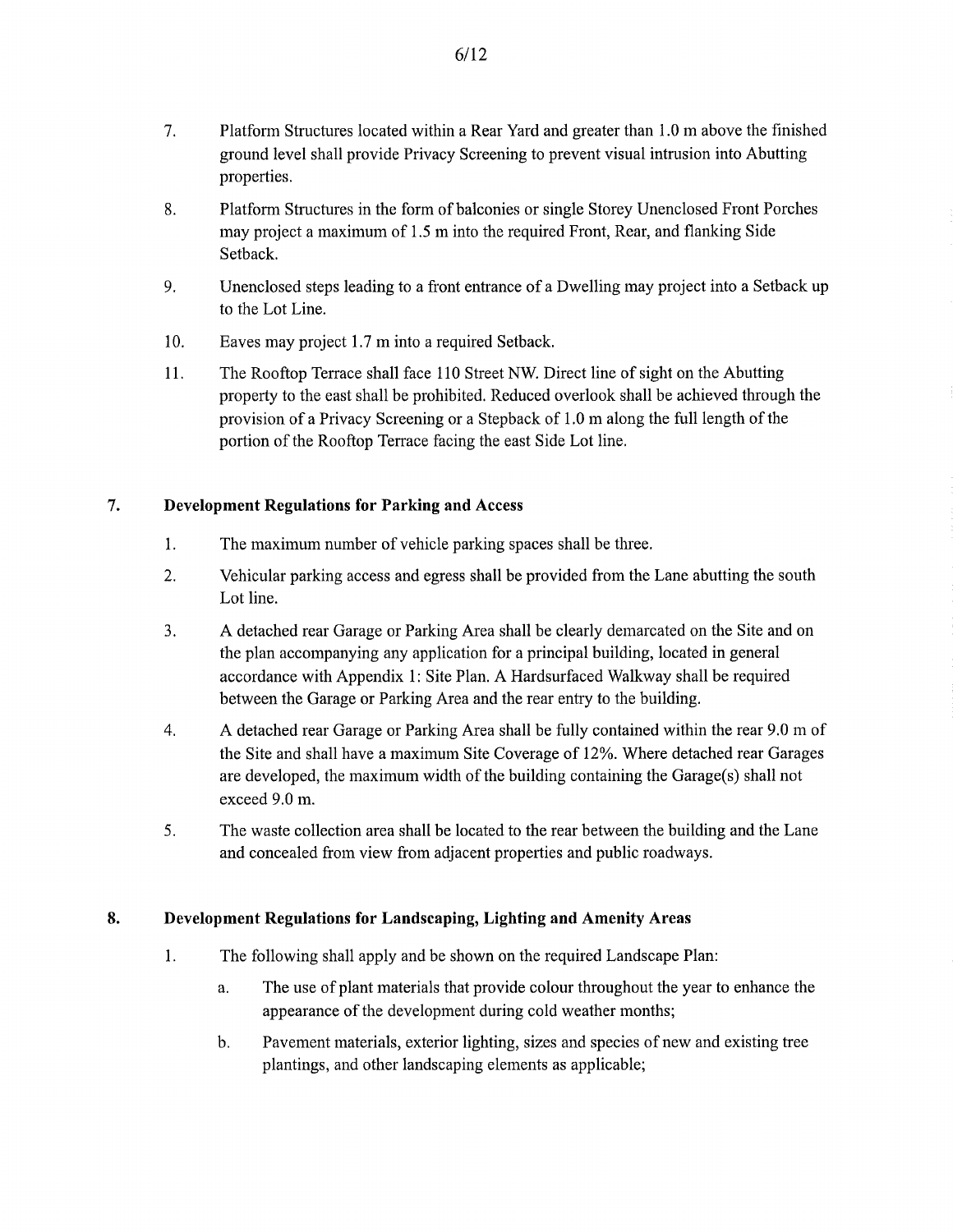7. Platform Structures located within a Rear Yard and greater than 1.0 m above the finished ground level shall provide Privacy Screening to prevent visual intrusion into Abutting properties.

8. Platform Structures in the form of balconies or single Storey Unenclosed Front Porches may project a maximum of 1.5 m into the required Front, Rear, and flanking Side Setback.

9. Unenclosed steps leading to a front entrance of a Dwelling may project into a Setback up to the Lot Line.

10. Eaves may project 1.7 m into a required Setback.

11. The Rooftop Terrace shall face 110 Street NW. Direct line of sight on the Abutting property to the east shall be prohibited. Reduced overlook shall be achieved through the provision of a Privacy Screening or a Stepback of 1.0 m along the full length of the portion of the Rooftop Terrace facing the east Side Lot line.

## 7. Development Regulations for Parking and Access

1. The maximum number of vehicle parking spaces shall be three.

2. Vehicular parking access and egress shall be provided from the Lane abutting the south Lot line.

3. A detached rear Garage or Parking Area shall be clearly demarcated on the Site and on the plan accompanying any application for a principal building, located in general accordance with Appendix 1: Site Plan. A Hardsurfaced Walkway shall be required between the Garage or Parking Area and the rear entry to the building.

4. A detached rear Garage or Parking Area shall be fully contained within the rear 9.0 m of the Site and shall have a maximum Site Coverage of 12%. Where detached rear Garages are developed, the maximum width of the building containing the Garage(s) shall not exceed 9.0 m.

5. The waste collection area shall be located to the rear between the building and the Lane and concealed from view from adjacent properties and public roadways.

## 8. Development Regulations for Landscaping, Lighting and Amenity Areas

1. The following shall apply and be shown on the required Landscape Plan:

   a. The use of plant materials that provide colour throughout the year to enhance the appearance of the development during cold weather months;

   b. Pavement materials, exterior lighting, sizes and species of new and existing tree plantings, and other landscaping elements as applicable;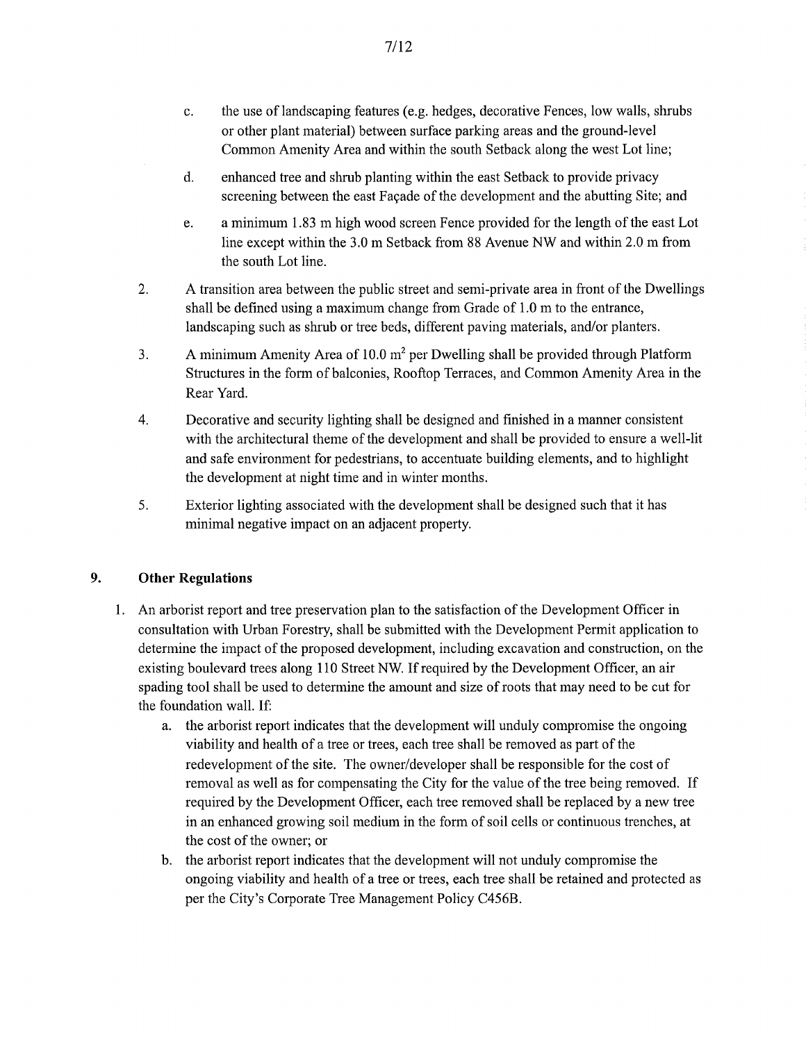c. the use of landscaping features (e.g. hedges, decorative Fences, low walls, shrubs or other plant material) between surface parking areas and the ground-level Common Amenity Area and within the south Setback along the west Lot line;

d. enhanced tree and shrub planting within the east Setback to provide privacy screening between the east Façade of the development and the abutting Site; and

e. a minimum 1.83 m high wood screen Fence provided for the length of the east Lot line except within the 3.0 m Setback from 88 Avenue NW and within 2.0 m from the south Lot line.

2. A transition area between the public street and semi-private area in front of the Dwellings shall be defined using a maximum change from Grade of 1.0 m to the entrance, landscaping such as shrub or tree beds, different paving materials, and/or planters.

3. A minimum Amenity Area of 10.0 $m^2$ per Dwelling shall be provided through Platform Structures in the form of balconies, Rooftop Terraces, and Common Amenity Area in the Rear Yard.

4. Decorative and security lighting shall be designed and finished in a manner consistent with the architectural theme of the development and shall be provided to ensure a well-lit and safe environment for pedestrians, to accentuate building elements, and to highlight the development at night time and in winter months.

5. Exterior lighting associated with the development shall be designed such that it has minimal negative impact on an adjacent property.

## 9. Other Regulations

1. An arborist report and tree preservation plan to the satisfaction of the Development Officer in consultation with Urban Forestry, shall be submitted with the Development Permit application to determine the impact of the proposed development, including excavation and construction, on the existing boulevard trees along 110 Street NW. If required by the Development Officer, an air spading tool shall be used to determine the amount and size of roots that may need to be cut for the foundation wall. If:
   a. the arborist report indicates that the development will unduly compromise the ongoing viability and health of a tree or trees, each tree shall be removed as part of the redevelopment of the site. The owner/developer shall be responsible for the cost of removal as well as for compensating the City for the value of the tree being removed. If required by the Development Officer, each tree removed shall be replaced by a new tree in an enhanced growing soil medium in the form of soil cells or continuous trenches, at the cost of the owner; or
   b. the arborist report indicates that the development will not unduly compromise the ongoing viability and health of a tree or trees, each tree shall be retained and protected as per the City's Corporate Tree Management Policy C456B.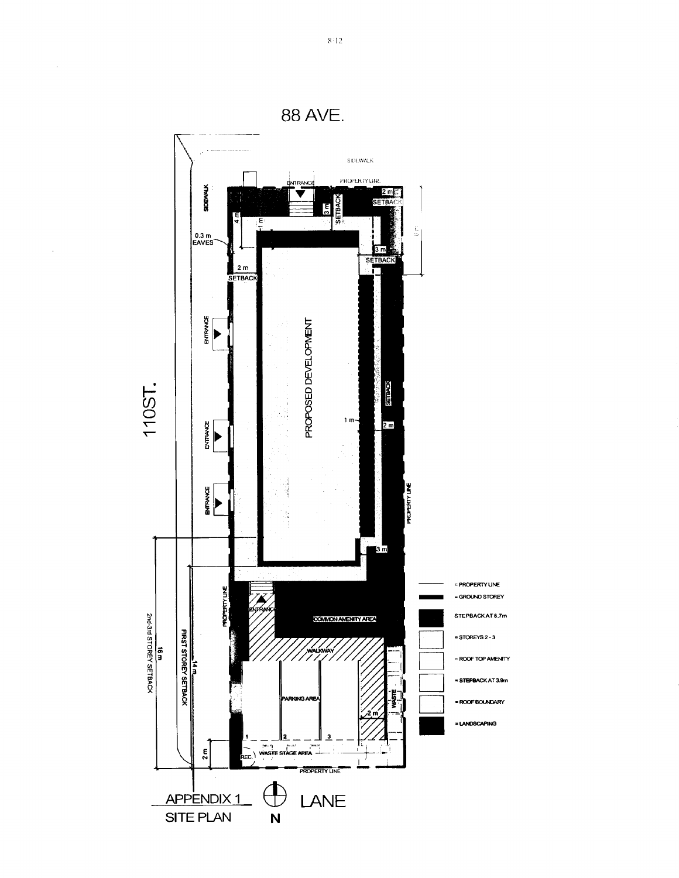88 AVE.

110ST.

SIDEWALK

PROPERTY LINE

ENTRANCE

2 m SETBACK

3 m SETBACK

4 m

1 m

0.3 m EAVES

3 m SETBACK

2 m SETBACK

ENTRANCE

ENTRANCE

ENTRANCE

PROPOSED DEVELOPMENT

1 m

SETBACK 2 m

PROPERTY LINE

3 m

16 m 2nd-3rd STOREY SETBACK

14 m FIRST STOREY SETBACK

PROPERTY LINE

ENTRANCE

COMMON AMENITY AREA

WALKWAY

PARKING AREA

WASTE

2 m

1 2 3

2 m

REC.

WASTE STAGE AREA

PROPERTY LINE

LANE

N

= PROPERTY LINE

= GROUND STOREY

STEPBACK AT 6.7m

= STOREYS 2 - 3

= ROOF TOP AMENITY

= STEPBACK AT 3.9m

= ROOF BOUNDARY

= LANDSCAPING

APPENDIX 1

SITE PLAN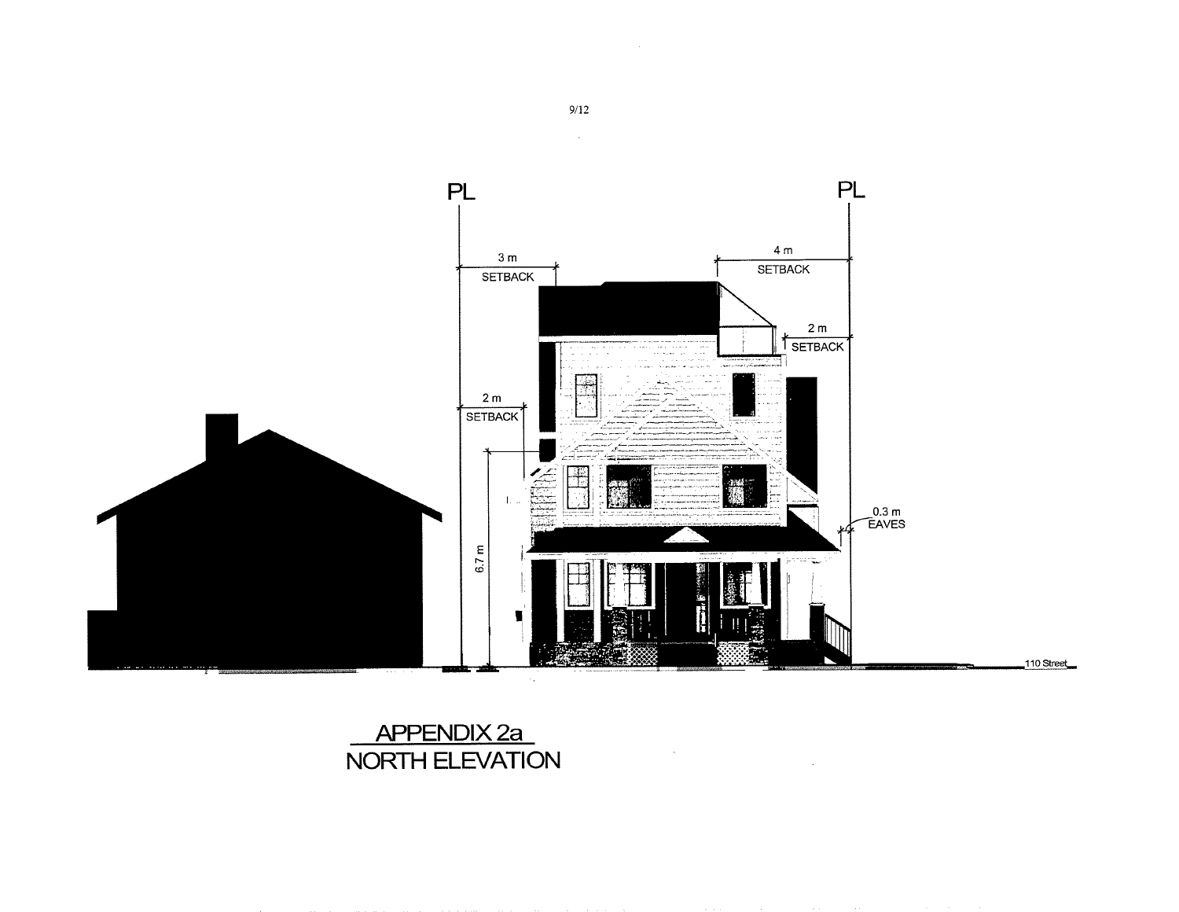PL

PL

3 m SETBACK

4 m SETBACK

2 m SETBACK

2 m SETBACK

6.7 m

0.3 m EAVES

110 Street

## APPENDIX 2a

## NORTH ELEVATION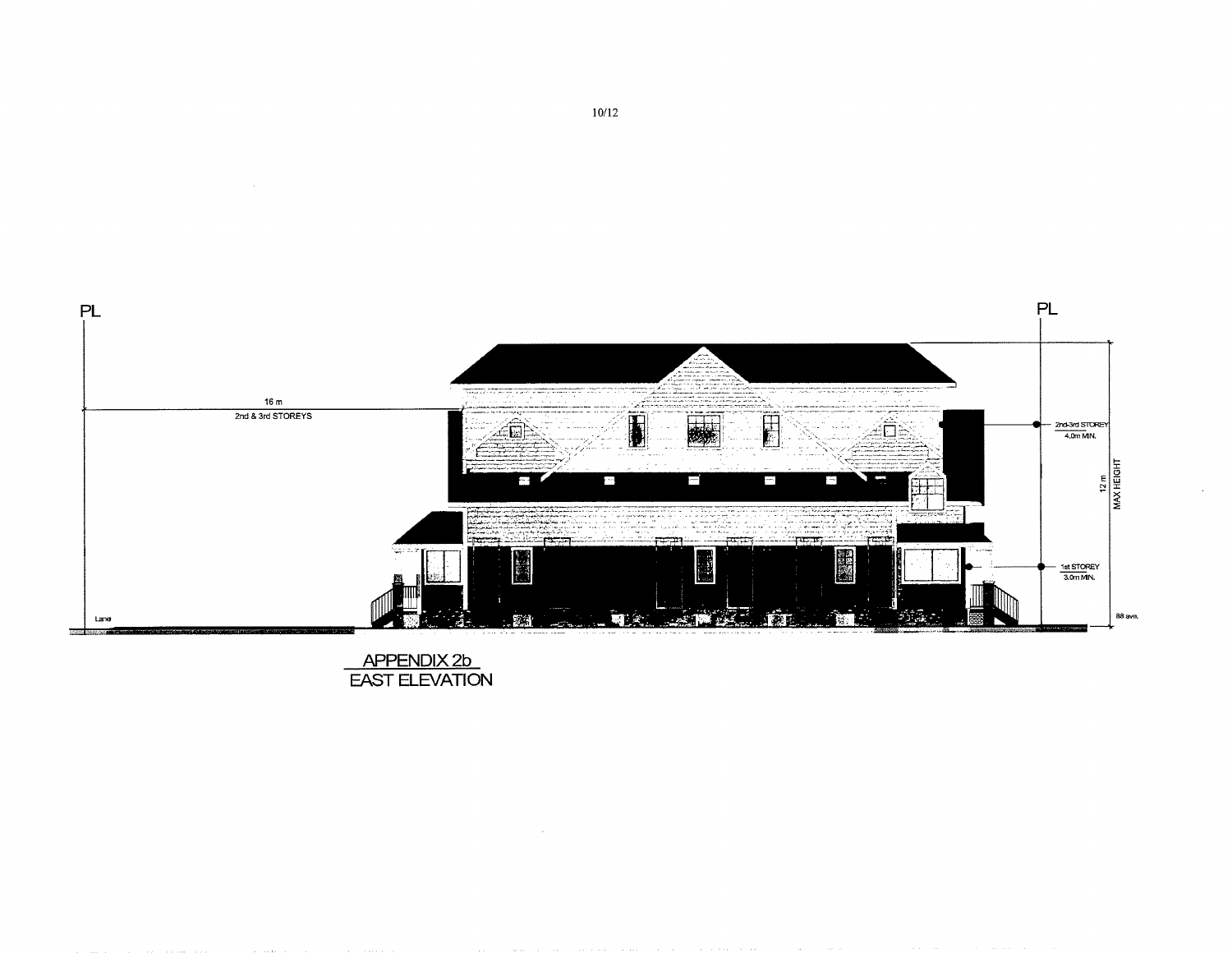PL

PL

16 m

2nd & 3rd STOREYS

2nd-3rd STOREY
4.0m MIN.

12 m
MAX HEIGHT

1st STOREY
3.0m MIN.

Lane

88 ave.

APPENDIX 2b
EAST ELEVATION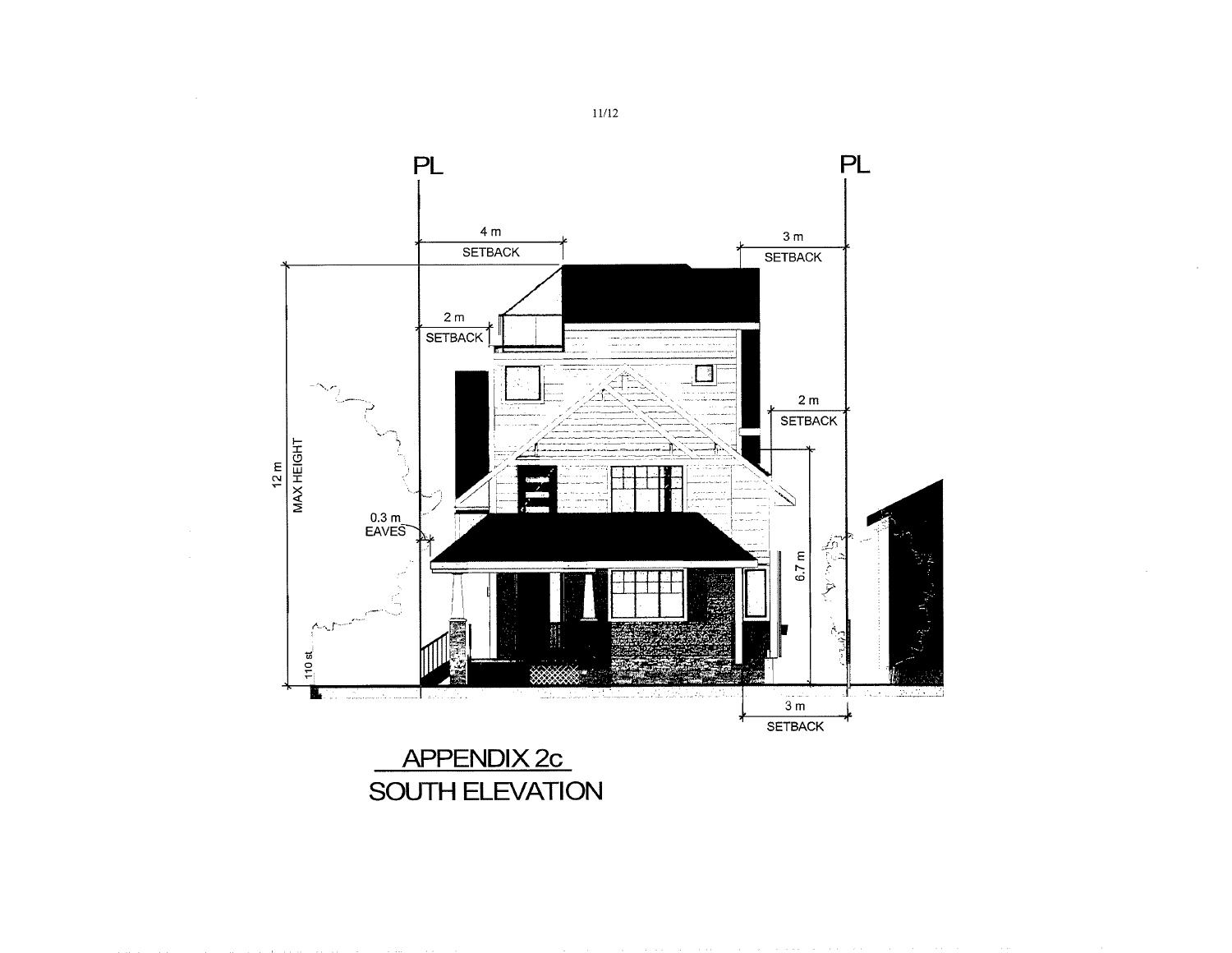PL

PL

4 m

SETBACK

3 m

SETBACK

2 m

SETBACK

2 m

SETBACK

12 m

MAX HEIGHT

0.3 m

EAVES

6.7 m

110 st

3 m

SETBACK

## APPENDIX 2c

## SOUTH ELEVATION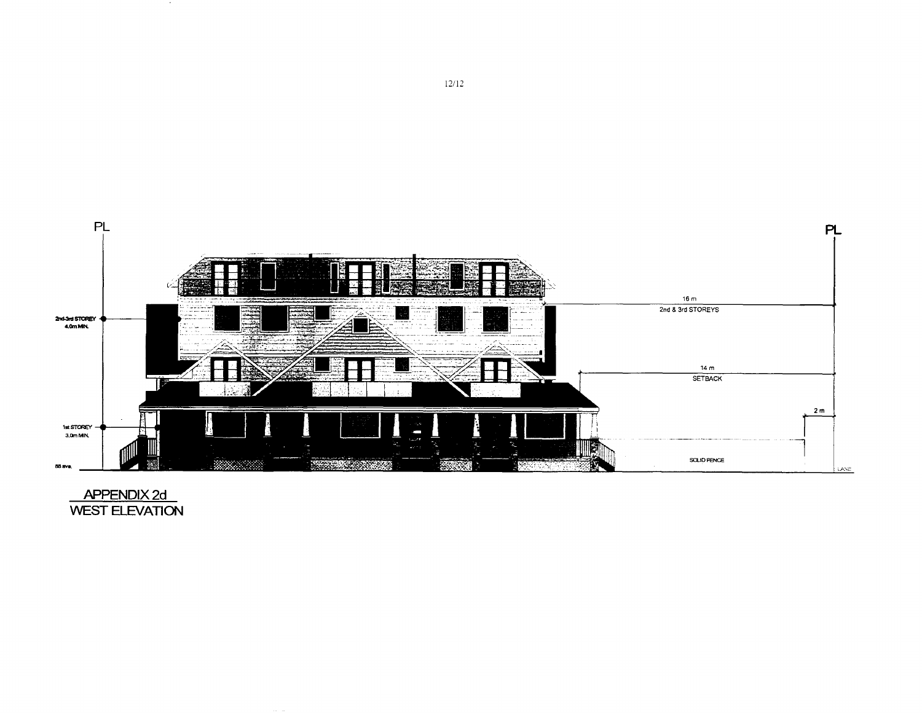PL

PL

2nd-3rd STOREY
4.0m MIN.

1st STOREY
3.0m MIN.

88 ave.

16 m
2nd & 3rd STOREYS

14 m
SETBACK

2 m

SOLID FENCE

LANE

APPENDIX 2d
WEST ELEVATION